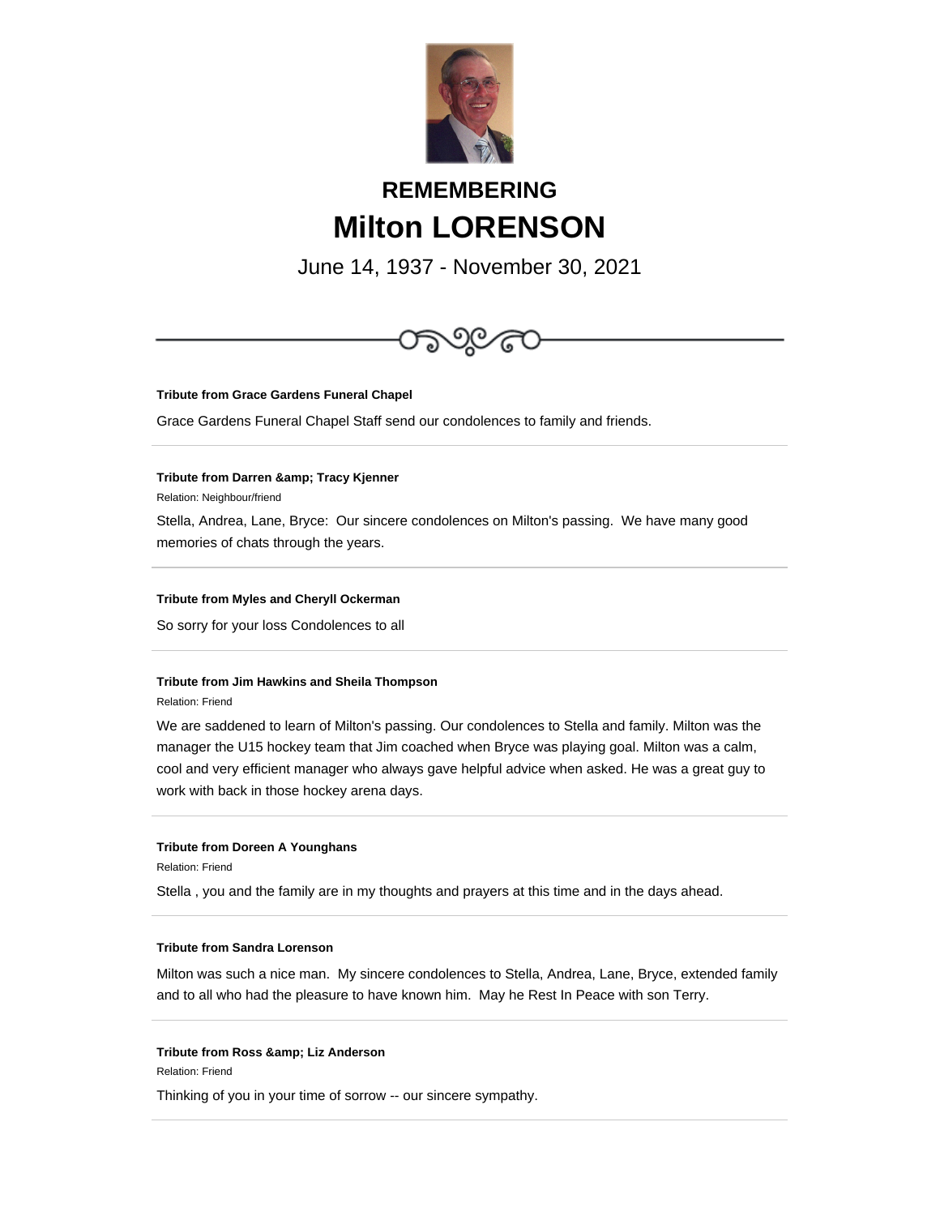## REMEMBERING

# Milton LORENSON

June 14, 1937 - November 30, 2021

---

**Tribute from Grace Gardens Funeral Chapel**

Grace Gardens Funeral Chapel Staff send our condolences to family and friends.

---

**Tribute from Darren &amp; Tracy Kjenner**

Relation: Neighbour/friend

Stella, Andrea, Lane, Bryce: Our sincere condolences on Milton's passing. We have many good memories of chats through the years.

---

**Tribute from Myles and Cheryll Ockerman**

So sorry for your loss Condolences to all

---

**Tribute from Jim Hawkins and Sheila Thompson**

Relation: Friend

We are saddened to learn of Milton's passing. Our condolences to Stella and family. Milton was the manager the U15 hockey team that Jim coached when Bryce was playing goal. Milton was a calm, cool and very efficient manager who always gave helpful advice when asked. He was a great guy to work with back in those hockey arena days.

---

**Tribute from Doreen A Younghans**

Relation: Friend

Stella , you and the family are in my thoughts and prayers at this time and in the days ahead.

---

**Tribute from Sandra Lorenson**

Milton was such a nice man. My sincere condolences to Stella, Andrea, Lane, Bryce, extended family and to all who had the pleasure to have known him. May he Rest In Peace with son Terry.

---

**Tribute from Ross &amp; Liz Anderson**

Relation: Friend

Thinking of you in your time of sorrow -- our sincere sympathy.

---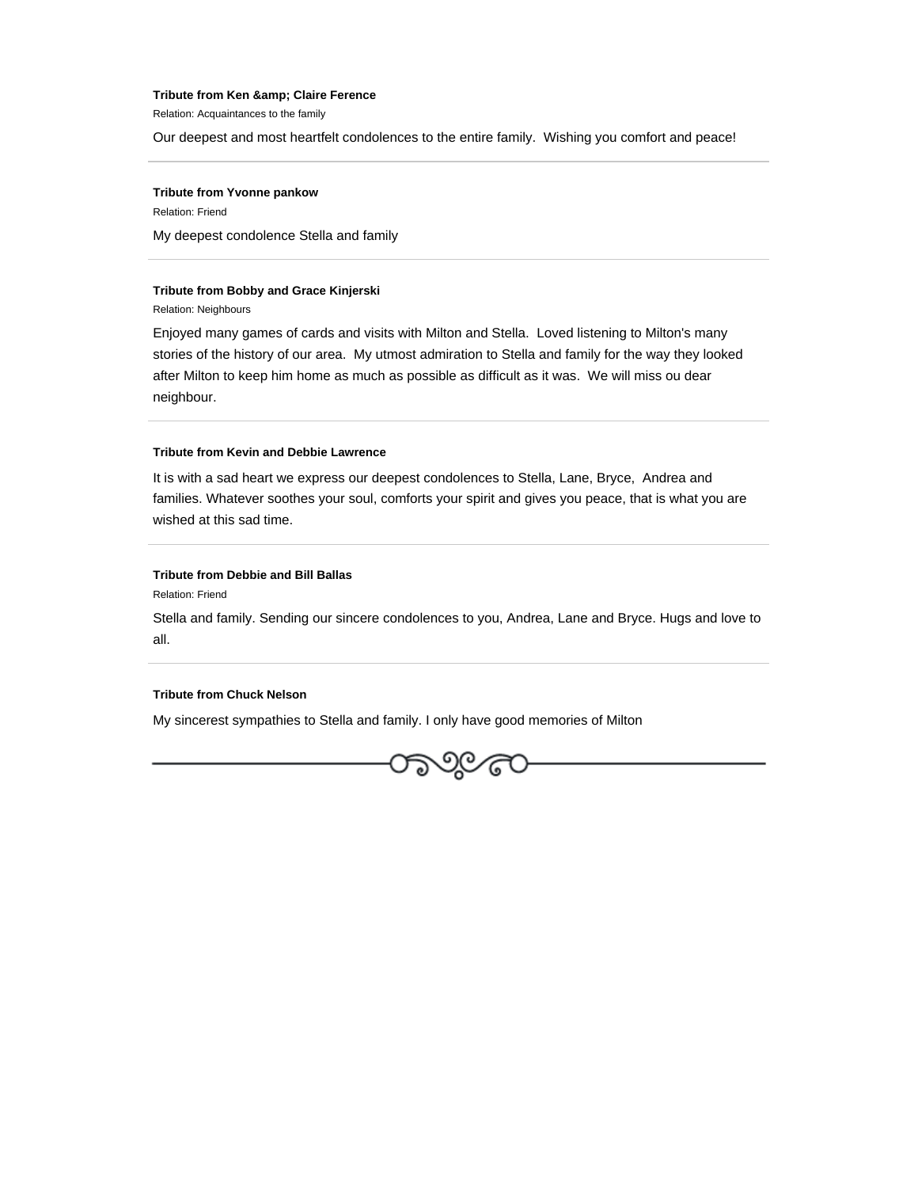**Tribute from Ken &amp; Claire Ference**

Relation: Acquaintances to the family

Our deepest and most heartfelt condolences to the entire family.  Wishing you comfort and peace!

---

**Tribute from Yvonne pankow**

Relation: Friend

My deepest condolence Stella and family

---

**Tribute from Bobby and Grace Kinjerski**

Relation: Neighbours

Enjoyed many games of cards and visits with Milton and Stella.  Loved listening to Milton's many stories of the history of our area.  My utmost admiration to Stella and family for the way they looked after Milton to keep him home as much as possible as difficult as it was.  We will miss ou dear neighbour.

---

**Tribute from Kevin and Debbie Lawrence**

It is with a sad heart we express our deepest condolences to Stella, Lane, Bryce,  Andrea and families. Whatever soothes your soul, comforts your spirit and gives you peace, that is what you are wished at this sad time.

---

**Tribute from Debbie and Bill Ballas**

Relation: Friend

Stella and family. Sending our sincere condolences to you, Andrea, Lane and Bryce. Hugs and love to all.

---

**Tribute from Chuck Nelson**

My sincerest sympathies to Stella and family. I only have good memories of Milton